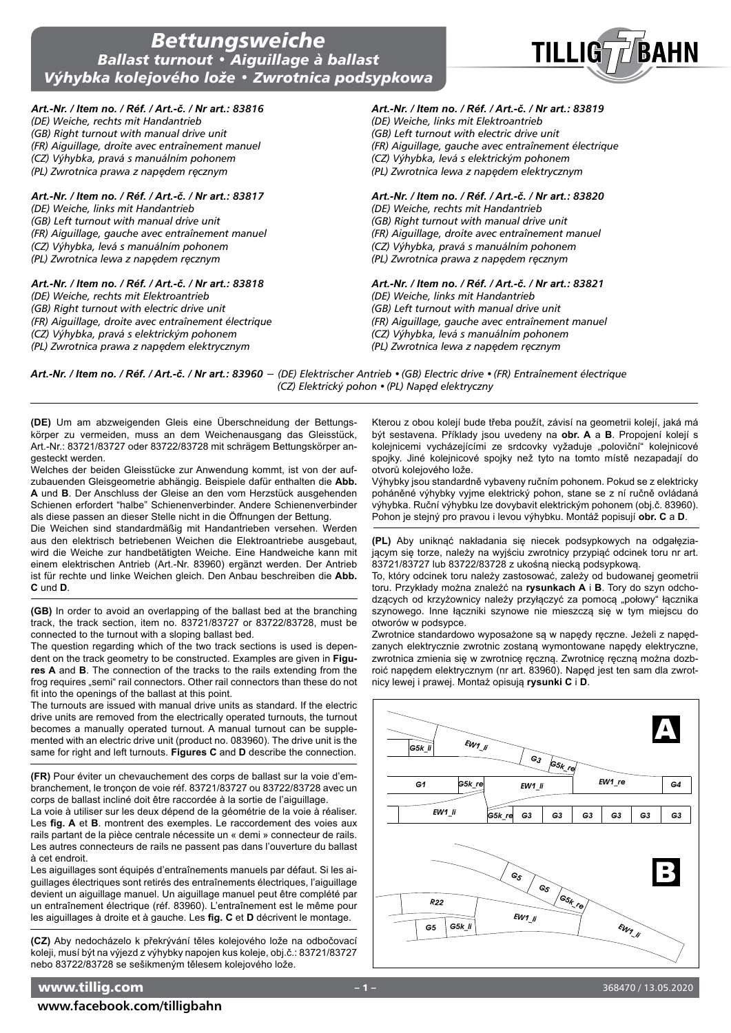# *Bettungsweiche*

## *Ballast turnout • Aiguillage à ballast*
## *Výhybka kolejového lože • Zwrotnica podsypkowa*

TILLIG BAHN

***Art.-Nr. / Item no. / Réf. / Art.-č. / Nr art.: 83816***
*(DE) Weiche, rechts mit Handantrieb*
*(GB) Right turnout with manual drive unit*
*(FR) Aiguillage, droite avec entraînement manuel*
*(CZ) Výhybka, pravá s manuálním pohonem*
*(PL) Zwrotnica prawa z napędem ręcznym*

***Art.-Nr. / Item no. / Réf. / Art.-č. / Nr art.: 83817***
*(DE) Weiche, links mit Handantrieb*
*(GB) Left turnout with manual drive unit*
*(FR) Aiguillage, gauche avec entraînement manuel*
*(CZ) Výhybka, levá s manuálním pohonem*
*(PL) Zwrotnica lewa z napędem ręcznym*

***Art.-Nr. / Item no. / Réf. / Art.-č. / Nr art.: 83818***
*(DE) Weiche, rechts mit Elektroantrieb*
*(GB) Right turnout with electric drive unit*
*(FR) Aiguillage, droite avec entraînement électrique*
*(CZ) Výhybka, pravá s elektrickým pohonem*
*(PL) Zwrotnica prawa z napędem elektrycznym*

***Art.-Nr. / Item no. / Réf. / Art.-č. / Nr art.: 83819***
*(DE) Weiche, links mit Elektroantrieb*
*(GB) Left turnout with electric drive unit*
*(FR) Aiguillage, gauche avec entraînement électrique*
*(CZ) Výhybka, levá s elektrickým pohonem*
*(PL) Zwrotnica lewa z napędem elektrycznym*

***Art.-Nr. / Item no. / Réf. / Art.-č. / Nr art.: 83820***
*(DE) Weiche, rechts mit Handantrieb*
*(GB) Right turnout with manual drive unit*
*(FR) Aiguillage, droite avec entraînement manuel*
*(CZ) Výhybka, pravá s manuálním pohonem*
*(PL) Zwrotnica prawa z napędem ręcznym*

***Art.-Nr. / Item no. / Réf. / Art.-č. / Nr art.: 83821***
*(DE) Weiche, links mit Handantrieb*
*(GB) Left turnout with manual drive unit*
*(FR) Aiguillage, gauche avec entraînement manuel*
*(CZ) Výhybka, levá s manuálním pohonem*
*(PL) Zwrotnica lewa z napędem ręcznym*

***Art.-Nr. / Item no. / Réf. / Art.-č. / Nr art.: 83960*** *– (DE) Elektrischer Antrieb • (GB) Electric drive • (FR) Entraînement électrique (CZ) Elektrický pohon • (PL) Napęd elektryczny*

---

**(DE)** Um am abzweigenden Gleis eine Überschneidung der Bettungskörper zu vermeiden, muss an dem Weichenausgang das Gleisstück, Art.-Nr.: 83721/83727 oder 83722/83728 mit schrägem Bettungskörper angesteckt werden.
Welches der beiden Gleisstücke zur Anwendung kommt, ist von der aufzubauenden Gleisgeometrie abhängig. Beispiele dafür enthalten die **Abb. A** und **B**. Der Anschluss der Gleise an den vom Herzstück ausgehenden Schienen erfordert "halbe" Schienenverbinder. Andere Schienenverbinder als diese passen an dieser Stelle nicht in die Öffnungen der Bettung.
Die Weichen sind standardmäßig mit Handantrieben versehen. Werden aus den elektrisch betriebenen Weichen die Elektroantriebe ausgebaut, wird die Weiche zur handbetätigten Weiche. Eine Handweiche kann mit einem elektrischen Antrieb (Art.-Nr. 83960) ergänzt werden. Der Antrieb ist für rechte und linke Weichen gleich. Den Anbau beschreiben die **Abb. C** und **D**.

---

**(GB)** In order to avoid an overlapping of the ballast bed at the branching track, the track section, item no. 83721/83727 or 83722/83728, must be connected to the turnout with a sloping ballast bed.
The question regarding which of the two track sections is used is dependent on the track geometry to be constructed. Examples are given in **Figures A** and **B**. The connection of the tracks to the rails extending from the frog requires „semi" rail connectors. Other rail connectors than these do not fit into the openings of the ballast at this point.
The turnouts are issued with manual drive units as standard. If the electric drive units are removed from the electrically operated turnouts, the turnout becomes a manually operated turnout. A manual turnout can be supplemented with an electric drive unit (product no. 083960). The drive unit is the same for right and left turnouts. **Figures C** and **D** describe the connection.

---

**(FR)** Pour éviter un chevauchement des corps de ballast sur la voie d'embranchement, le tronçon de voie réf. 83721/83727 ou 83722/83728 avec un corps de ballast incliné doit être raccordée à la sortie de l'aiguillage.
La voie à utiliser sur les deux dépend de la géométrie de la voie à réaliser. Les **fig. A** et **B**. montrent des exemples. Le raccordement des voies aux rails partant de la pièce centrale nécessite un « demi » connecteur de rails. Les autres connecteurs de rails ne passent pas dans l'ouverture du ballast à cet endroit.
Les aiguillages sont équipés d'entraînements manuels par défaut. Si les aiguillages électriques sont retirés des entraînements électriques, l'aiguillage devient un aiguillage manuel. Un aiguillage manuel peut être complété par un entraînement électrique (réf. 83960). L'entraînement est le même pour les aiguillages à droite et à gauche. Les **fig. C** et **D** décrivent le montage.

---

**(CZ)** Aby nedocházelo k překrývání těles kolejového lože na odbočovací koleji, musí být na výjezd z výhybky napojen kus koleje, obj.č.: 83721/83727 nebo 83722/83728 se sešikmeným tělesem kolejového lože.
Kterou z obou kolejí bude třeba použít, závisí na geometrii kolejí, jaká má být sestavena. Příklady jsou uvedeny na **obr. A** a **B**. Propojení kolejí s kolejnicemi vycházejícími ze srdcovky vyžaduje „poloviční" kolejnicové spojky. Jiné kolejnicové spojky než tyto na tomto místě nezapadají do otvorů kolejového lože.
Výhybky jsou standardně vybaveny ručním pohonem. Pokud se z elektricky poháněné výhybky vyjme elektrický pohon, stane se z ní ručně ovládaná výhybka. Ruční výhybku lze dovybavit elektrickým pohonem (obj.č. 83960). Pohon je stejný pro pravou i levou výhybku. Montáž popisují **obr. C** a **D**.

---

**(PL)** Aby uniknąć nakładania się niecek podsypkowych na odgałęziającym się torze, należy na wyjściu zwrotnicy przypiąć odcinek toru nr art. 83721/83727 lub 83722/83728 z ukośną niecką podsypkową.
To, który odcinek toru należy zastosować, zależy od budowanej geometrii toru. Przykłady można znaleźć na **rysunkach A** i **B**. Tory do szyn odchodzących od krzyżownicy należy przyłączyć za pomocą „połowy" łącznika szynowego. Inne łączniki szynowe nie mieszczą się w tym miejscu do otworów w podsypce.
Zwrotnice standardowo wyposażone są w napędy ręczne. Jeżeli z napędzanych elektrycznie zwrotnic zostaną wymontowane napędy elektryczne, zwrotnica zmienia się w zwrotnicę ręczną. Zwrotnicę ręczną można dozbroić napędem elektrycznym (nr art. 83960). Napęd jest ten sam dla zwrotnicy lewej i prawej. Montaż opisują **rysunki C** i **D**.

A

G5k_li
EW1_li
G3
G5k_re
G1
G5k_re
EW1_li
EW1_re
G4
EW1_li
G5k_re
G3
G3
G3
G3
G3
G3

B

G5
G5
G5k_re
R22
EW1_li
G5
G5k_li
EW1_li

www.tillig.com
www.facebook.com/tilligbahn
368470 / 13.05.2020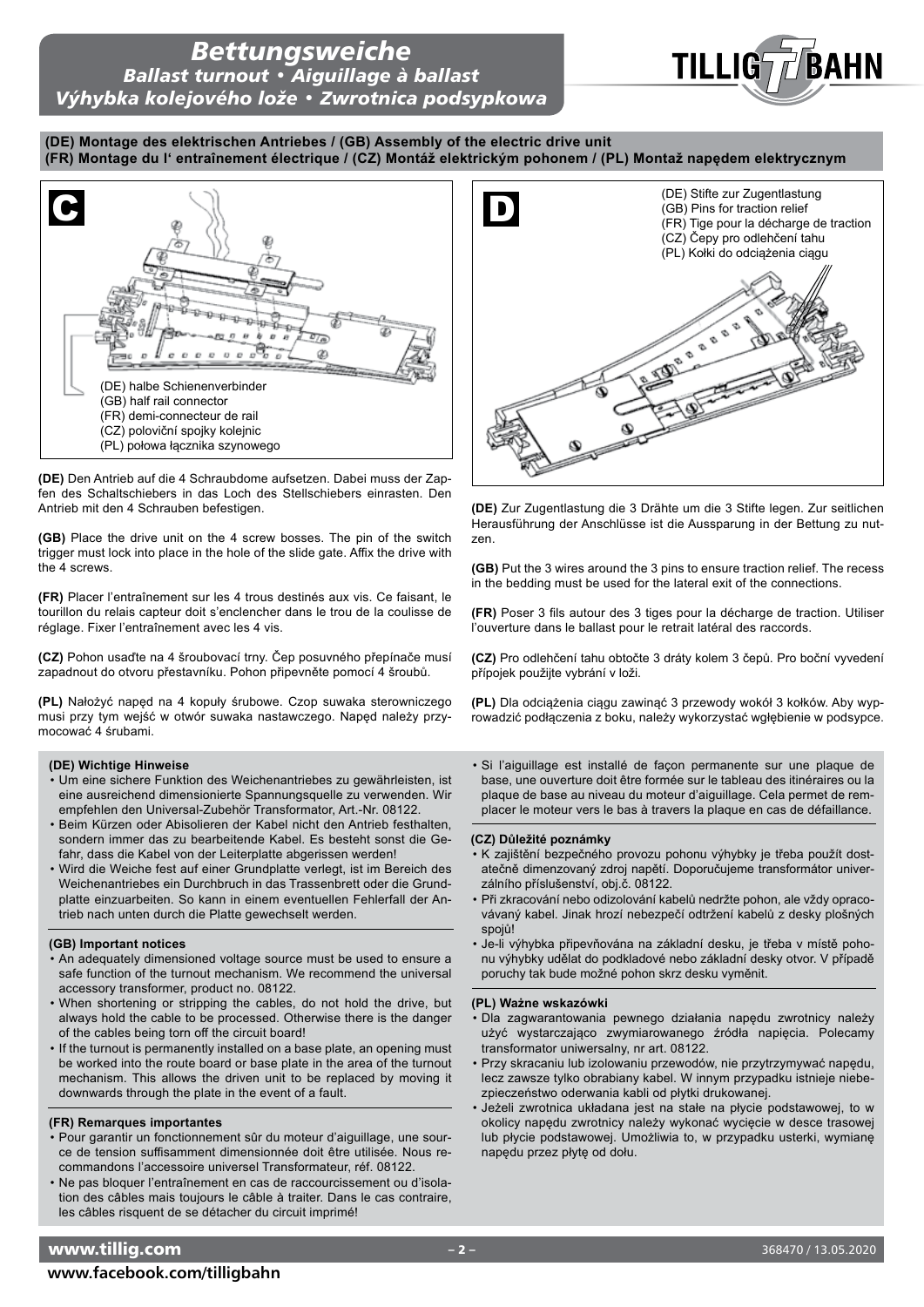# Bettungsweiche

## Ballast turnout • Aiguillage à ballast
## Výhybka kolejového lože • Zwrotnica podsypkowa

**(DE) Montage des elektrischen Antriebes / (GB) Assembly of the electric drive unit**
**(FR) Montage du l' entraînement électrique / (CZ) Montáž elektrickým pohonem / (PL) Montaż napędem elektrycznym**

C

(DE) halbe Schienenverbinder
(GB) half rail connector
(FR) demi-connecteur de rail
(CZ) poloviční spojky kolejnic
(PL) połowa łącznika szynowego

**(DE)** Den Antrieb auf die 4 Schraubdome aufsetzen. Dabei muss der Zapfen des Schaltschiebers in das Loch des Stellschiebers einrasten. Den Antrieb mit den 4 Schrauben befestigen.

**(GB)** Place the drive unit on the 4 screw bosses. The pin of the switch trigger must lock into place in the hole of the slide gate. Affix the drive with the 4 screws.

**(FR)** Placer l'entraînement sur les 4 trous destinés aux vis. Ce faisant, le tourillon du relais capteur doit s'enclencher dans le trou de la coulisse de réglage. Fixer l'entraînement avec les 4 vis.

**(CZ)** Pohon usaďte na 4 šroubovací trny. Čep posuvného přepínače musí zapadnout do otvoru přestavníku. Pohon připevněte pomocí 4 šroubů.

**(PL)** Nałożyć napęd na 4 kopuły śrubowe. Czop suwaka sterowniczego musi przy tym wejść w otwór suwaka nastawczego. Napęd należy przymocować 4 śrubami.

D

(DE) Stifte zur Zugentlastung
(GB) Pins for traction relief
(FR) Tige pour la décharge de traction
(CZ) Čepy pro odlehčení tahu
(PL) Kołki do odciążenia ciągu

**(DE)** Zur Zugentlastung die 3 Drähte um die 3 Stifte legen. Zur seitlichen Herausführung der Anschlüsse ist die Aussparung in der Bettung zu nutzen.

**(GB)** Put the 3 wires around the 3 pins to ensure traction relief. The recess in the bedding must be used for the lateral exit of the connections.

**(FR)** Poser 3 fils autour des 3 tiges pour la décharge de traction. Utiliser l'ouverture dans le ballast pour le retrait latéral des raccords.

**(CZ)** Pro odlehčení tahu obtočte 3 dráty kolem 3 čepů. Pro boční vyvedení přípojek použijte vybrání v loži.

**(PL)** Dla odciążenia ciągu zawinąć 3 przewody wokół 3 kołków. Aby wyprowadzić podłączenia z boku, należy wykorzystać wgłębienie w podsypce.

#### (DE) Wichtige Hinweise

- Um eine sichere Funktion des Weichenantriebes zu gewährleisten, ist eine ausreichend dimensionierte Spannungsquelle zu verwenden. Wir empfehlen den Universal-Zubehör Transformator, Art.-Nr. 08122.
- Beim Kürzen oder Abisolieren der Kabel nicht den Antrieb festhalten, sondern immer das zu bearbeitende Kabel. Es besteht sonst die Gefahr, dass die Kabel von der Leiterplatte abgerissen werden!
- Wird die Weiche fest auf einer Grundplatte verlegt, ist im Bereich des Weichenantriebes ein Durchbruch in das Trassenbrett oder die Grundplatte einzuarbeiten. So kann in einem eventuellen Fehlerfall der Antrieb nach unten durch die Platte gewechselt werden.

#### (GB) Important notices

- An adequately dimensioned voltage source must be used to ensure a safe function of the turnout mechanism. We recommend the universal accessory transformer, product no. 08122.
- When shortening or stripping the cables, do not hold the drive, but always hold the cable to be processed. Otherwise there is the danger of the cables being torn off the circuit board!
- If the turnout is permanently installed on a base plate, an opening must be worked into the route board or base plate in the area of the turnout mechanism. This allows the driven unit to be replaced by moving it downwards through the plate in the event of a fault.

#### (FR) Remarques importantes

- Pour garantir un fonctionnement sûr du moteur d'aiguillage, une source de tension suffisamment dimensionnée doit être utilisée. Nous recommandons l'accessoire universel Transformateur, réf. 08122.
- Ne pas bloquer l'entraînement en cas de raccourcissement ou d'isolation des câbles mais toujours le câble à traiter. Dans le cas contraire, les câbles risquent de se détacher du circuit imprimé!
- Si l'aiguillage est installé de façon permanente sur une plaque de base, une ouverture doit être formée sur le tableau des itinéraires ou la plaque de base au niveau du moteur d'aiguillage. Cela permet de remplacer le moteur vers le bas à travers la plaque en cas de défaillance.

#### (CZ) Důležité poznámky

- K zajištění bezpečného provozu pohonu výhybky je třeba použít dostatečně dimenzovaný zdroj napětí. Doporučujeme transformátor univerzálního příslušenství, obj.č. 08122.
- Při zkracování nebo odizolování kabelů nedržte pohon, ale vždy opracovávaný kabel. Jinak hrozí nebezpečí odtržení kabelů z desky plošných spojů!
- Je-li výhybka připevňována na základní desku, je třeba v místě pohonu výhybky udělat do podkladové nebo základní desky otvor. V případě poruchy tak bude možné pohon skrz desku vyměnit.

#### (PL) Ważne wskazówki

- Dla zagwarantowania pewnego działania napędu zwrotnicy należy użyć wystarczająco zwymiarowanego źródła napięcia. Polecamy transformator uniwersalny, nr art. 08122.
- Przy skracaniu lub izolowaniu przewodów, nie przytrzymywać napędu, lecz zawsze tylko obrabiany kabel. W innym przypadku istnieje niebezpieczeństwo oderwania kabli od płytki drukowanej.
- Jeżeli zwrotnica układana jest na stałe na płycie podstawowej, to w okolicy napędu zwrotnicy należy wykonać wycięcie w desce trasowej lub płycie podstawowej. Umożliwia to, w przypadku usterki, wymianę napędu przez płytę od dołu.

www.tillig.com
www.facebook.com/tilligbahn
368470 / 13.05.2020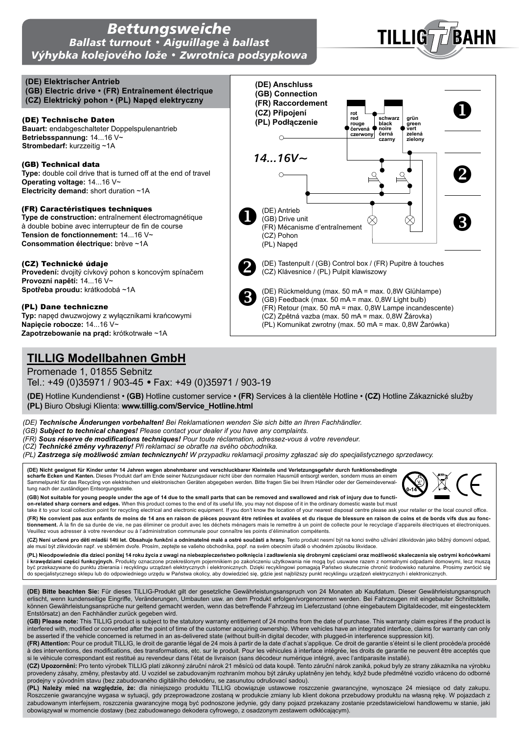# Bettungsweiche

## Ballast turnout • Aiguillage à ballast
## Výhybka kolejového lože • Zwrotnica podsypkowa

TILLIG BAHN

### (DE) Elektrischer Antrieb
### (GB) Electric drive • (FR) Entraînement électrique
### (CZ) Elektrický pohon • (PL) Napęd elektryczny

**(DE) Technische Daten**
**Bauart:** endabgeschalteter Doppelspulenantrieb
**Betriebsspannung:** 14...16 V~
**Strombedarf:** kurzzeitig ~1A

**(GB) Technical data**
**Type:** double coil drive that is turned off at the end of travel
**Operating voltage:** 14...16 V~
**Electricity demand:** short duration ~1A

**(FR) Caractéristiques techniques**
**Type de construction:** entraînement électromagnétique à double bobine avec interrupteur de fin de course
**Tension de fonctionnement:** 14...16 V~
**Consommation électrique:** brève ~1A

**(CZ) Technické údaje**
**Provedení:** dvojitý cívkový pohon s koncovým spínačem
**Provozní napětí:** 14...16 V~
**Spotřeba proudu:** krátkodobá ~1A

**(PL) Dane techniczne**
**Typ:** napęd dwuzwojowy z wyłącznikami krańcowymi
**Napięcie robocze:** 14...16 V~
**Zapotrzebowanie na prąd:** krótkotrwałe ~1A

**(DE) Anschluss**
**(GB) Connection**
**(FR) Raccordement**
**(CZ) Připojení**
**(PL) Podłączenie**

rot / red / rouge / červená / czerwony
schwarz / black / noire / černá / czarny
grün / green / vert / zelená / zielony

14...16V~

1 (DE) Antrieb
(GB) Drive unit
(FR) Mécanisme d'entraînement
(CZ) Pohon
(PL) Napęd

2 (DE) Tastenpult / (GB) Control box / (FR) Pupitre à touches
(CZ) Klávesnice / (PL) Pulpit klawiszowy

3 (DE) Rückmeldung (max. 50 mA = max. 0,8W Glühlampe)
(GB) Feedback (max. 50 mA = max. 0,8W Light bulb)
(FR) Retour (max. 50 mA = max. 0,8W Lampe incandescente)
(CZ) Zpětná vazba (max. 50 mA = max. 0,8W Žárovka)
(PL) Komunikat zwrotny (max. 50 mA = max. 0,8W Żarówka)

## TILLIG Modellbahnen GmbH

Promenade 1, 01855 Sebnitz
Tel.: +49 (0)35971 / 903-45 • Fax: +49 (0)35971 / 903-19

**(DE)** Hotline Kundendienst • **(GB)** Hotline customer service • **(FR)** Services à la clientèle Hotline • **(CZ)** Hotline Zákaznické služby
**(PL)** Biuro Obsługi Klienta: **www.tillig.com/Service_Hotline.html**

*(DE)* ***Technische Änderungen vorbehalten!*** *Bei Reklamationen wenden Sie sich bitte an Ihren Fachhändler.*
*(GB)* ***Subject to technical changes!*** *Please contact your dealer if you have any complaints.*
*(FR)* ***Sous réserve de modifications techniques!*** *Pour toute réclamation, adressez-vous à votre revendeur.*
*(CZ)* ***Technické změny vyhrazeny!*** *Při reklamaci se obraťte na svého obchodníka.*
*(PL)* ***Zastrzega się możliwość zmian technicznych!*** *W przypadku reklamacji prosimy zgłaszać się do specjalistycznego sprzedawcy.*

**(DE) Nicht geeignet für Kinder unter 14 Jahren wegen abnehmbarer und verschluckbarer Kleinteile und Verletzungsgefahr durch funktionsbedingte scharfe Ecken und Kanten.** Dieses Produkt darf am Ende seiner Nutzungsdauer nicht über den normalen Hausmüll entsorgt werden, sondern muss an einem Sammelpunkt für das Recycling von elektrischen und elektronischen Geräten abgegeben werden. Bitte fragen Sie bei Ihrem Händler oder der Gemeindeverwaltung nach der zuständigen Entsorgungsstelle.

**(GB) Not suitable for young people under the age of 14 due to the small parts that can be removed and swallowed and risk of injury due to function-related sharp corners and edges.** When this product comes to the end of its useful life, you may not dispose of it in the ordinary domestic waste but must take it to your local collection point for recycling electrical and electronic equipment. If you don't know the location of your nearest disposal centre please ask your retailer or the local council office.

**(FR) Ne convient pas aux enfants de moins de 14 ans en raison de pièces pouvant être retirées et avalées et du risque de blessure en raison de coins et de bords vifs dus au fonctionnement.** À la fin de sa durée de vie, ne pas éliminer ce produit avec les déchets ménagers mais le remettre à un point de collecte pour le recyclage d'appareils électriques et électroniques. Veuillez vous adresser à votre revendeur ou à l'administration communale pour connaître les points d'élimination compétents.

**(CZ) Není určené pro děti mladší 14ti let. Obsahuje funkční a odnímatelné malé a ostré součásti a hrany.** Tento produkt nesmí být na konci svého užívání zlikvidován jako běžný domovní odpad, ale musí být zlikvidován např. ve sběrném dvoře. Prosím, zeptejte se vašeho obchodníka, popř. na svém obecním úřadě o vhodném způsobu likvidace.

**(PL) Nieodpowiednie dla dzieci poniżej 14 roku życia z uwagi na niebezpieczeństwo połknięcia i zadławienia się drobnymi częściami oraz możliwość skaleczenia się ostrymi końcówkami i krawędziami części funkcyjnych.** Produkty oznaczone przekreślonym pojemnikiem po zakończeniu użytkowania nie mogą być usuwane razem z normalnymi odpadami domowymi, lecz muszą być przekazywane do punktu zbierania i recyklingu urządzeń elektrycznych i elektronicznych. Dzięki recyklingowi pomagają Państwo skutecznie chronić środowisko naturalne. Prosimy zwrócić się do specjalistycznego sklepu lub do odpowiedniego urzędu w Państwa okolicy, aby dowiedzieć się, gdzie jest najbliższy punkt recyklingu urządzeń elektrycznych i elektronicznych.

**(DE) Bitte beachten Sie:** Für dieses TILLIG-Produkt gilt der gesetzliche Gewährleistungsanspruch von 24 Monaten ab Kaufdatum. Dieser Gewährleistungsanspruch erlischt, wenn kundenseitige Eingriffe, Veränderungen, Umbauten usw. an dem Produkt erfolgen/vorgenommen werden. Bei Fahrzeugen mit eingebauter Schnittstelle, können Gewährleistungsansprüche nur geltend gemacht werden, wenn das betreffende Fahrzeug im Lieferzustand (ohne eingebautem Digitaldecoder, mit eingestecktem Entstörsatz) an den Fachhändler zurück gegeben wird.

**(GB) Please note:** This TILLIG product is subject to the statutory warranty entitlement of 24 months from the date of purchase. This warranty claim expires if the product is interfered with, modified or converted after the point of time of the customer acquiring ownership. Where vehicles have an integrated interface, claims for warranty can only be asserted if the vehicle concerned is returned in an as-delivered state (without built-in digital decoder, with plugged-in interference suppression kit).

**(FR) Attention:** Pour ce produit TILLIG, le droit de garantie légal de 24 mois à partir de la date d'achat s'applique. Ce droit de garantie s'éteint si le client procède/a procédé à des interventions, des modifications, des transformations, etc. sur le produit. Pour les véhicules à interface intégrée, les droits de garantie ne peuvent être acceptés que si le véhicule correspondant est restitué au revendeur dans l'état de livraison (sans décodeur numérique intégré, avec l'antiparasite installé).

**(CZ) Upozornění:** Pro tento výrobek TILLIG platí zákonný záruční nárok 21 měsíců od data koupě. Tento záruční nárok zaniká, pokud byly ze strany zákazníka na výrobku provedeny zásahy, změny, přestavby atd. U vozidel se zabudovaným rozhraním mohou být záruky uplatněny jen tehdy, když bude předmětné vozidlo vráceno do odborné prodejny v původním stavu (bez zabudovaného digitálního dekodéru, se zasunutou odrušovací sadou).

**(PL) Należy mieć na względzie, że:** dla niniejszego produktu TILLIG obowiązuje ustawowe roszczenie gwarancyjne, wynoszące 24 miesiące od daty zakupu. Roszczenie gwarancyjne wygasa w sytuacji, gdy przeprowadzone zostaną w produkcie zmiany lub klient dokona przebudowy produktu na własną rękę. W pojazdach z zabudowanym interfejsem, roszczenia gwarancyjne mogą być podnoszone jedynie, gdy dany pojazd przekazany zostanie przedstawicielowi handlowemu w stanie, jaki obowiązywał w momencie dostawy (bez zabudowanego dekodera cyfrowego, z osadzonym zestawem odkłócającym).